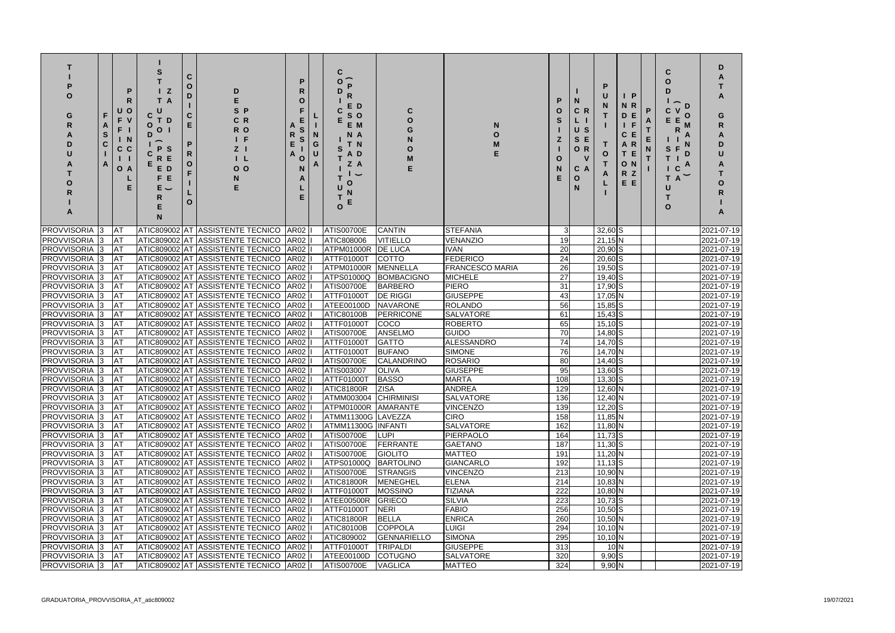| TIPO GRADUATORIA | FASCIA | PROVINCIA | ISTITUZIONE SCOLASTICA (DENOMINAZIONE) | CODICE PROFILO | DESCRIZIONE PROFILO | AREA PROFESSIONALE | LINGUA | CODICE ISTITUZIONE SCOLASTICA (POSTO) | COGNOME | NOME | POSIZIONE | INCLUSIONE | PUNTEGGIO TOTALE | PREFERENZE | PATENTI | CODICE ISTITUZIONE SCOLASTICA (DATA) | DATA GRADUATORIA |
|---|---|---|---|---|---|---|---|---|---|---|---|---|---|---|---|---|---|
| PROVVISORIA | 3 | AT | ATIC809002 | AT | ASSISTENTE TECNICO | AR02 | I | ATIS00700E | CANTIN | STEFANIA | 3 | | 32,60 | S | | | 2021-07-19 |
| PROVVISORIA | 3 | AT | ATIC809002 | AT | ASSISTENTE TECNICO | AR02 | I | ATIC808006 | VITIELLO | VENANZIO | 19 | | 21,15 | N | | | 2021-07-19 |
| PROVVISORIA | 3 | AT | ATIC809002 | AT | ASSISTENTE TECNICO | AR02 | I | ATPM01000R | DE LUCA | IVAN | 20 | | 20,90 | S | | | 2021-07-19 |
| PROVVISORIA | 3 | AT | ATIC809002 | AT | ASSISTENTE TECNICO | AR02 | I | ATTF01000T | COTTO | FEDERICO | 24 | | 20,60 | S | | | 2021-07-19 |
| PROVVISORIA | 3 | AT | ATIC809002 | AT | ASSISTENTE TECNICO | AR02 | I | ATPM01000R | MENNELLA | FRANCESCO MARIA | 26 | | 19,50 | S | | | 2021-07-19 |
| PROVVISORIA | 3 | AT | ATIC809002 | AT | ASSISTENTE TECNICO | AR02 | I | ATPS01000Q | BOMBACIGNO | MICHELE | 27 | | 19,40 | S | | | 2021-07-19 |
| PROVVISORIA | 3 | AT | ATIC809002 | AT | ASSISTENTE TECNICO | AR02 | I | ATIS00700E | BARBERO | PIERO | 31 | | 17,90 | S | | | 2021-07-19 |
| PROVVISORIA | 3 | AT | ATIC809002 | AT | ASSISTENTE TECNICO | AR02 | I | ATTF01000T | DE RIGGI | GIUSEPPE | 43 | | 17,05 | N | | | 2021-07-19 |
| PROVVISORIA | 3 | AT | ATIC809002 | AT | ASSISTENTE TECNICO | AR02 | I | ATEE00100D | NAVARONE | ROLANDO | 56 | | 15,85 | S | | | 2021-07-19 |
| PROVVISORIA | 3 | AT | ATIC809002 | AT | ASSISTENTE TECNICO | AR02 | I | ATIC80100B | PERRICONE | SALVATORE | 61 | | 15,43 | S | | | 2021-07-19 |
| PROVVISORIA | 3 | AT | ATIC809002 | AT | ASSISTENTE TECNICO | AR02 | I | ATTF01000T | COCO | ROBERTO | 65 | | 15,10 | S | | | 2021-07-19 |
| PROVVISORIA | 3 | AT | ATIC809002 | AT | ASSISTENTE TECNICO | AR02 | I | ATIS00700E | ANSELMO | GUIDO | 70 | | 14,80 | S | | | 2021-07-19 |
| PROVVISORIA | 3 | AT | ATIC809002 | AT | ASSISTENTE TECNICO | AR02 | I | ATTF01000T | GATTO | ALESSANDRO | 74 | | 14,70 | S | | | 2021-07-19 |
| PROVVISORIA | 3 | AT | ATIC809002 | AT | ASSISTENTE TECNICO | AR02 | I | ATTF01000T | BUFANO | SIMONE | 76 | | 14,70 | N | | | 2021-07-19 |
| PROVVISORIA | 3 | AT | ATIC809002 | AT | ASSISTENTE TECNICO | AR02 | I | ATIS00700E | CALANDRINO | ROSARIO | 80 | | 14,40 | S | | | 2021-07-19 |
| PROVVISORIA | 3 | AT | ATIC809002 | AT | ASSISTENTE TECNICO | AR02 | I | ATIS003007 | OLIVA | GIUSEPPE | 95 | | 13,60 | S | | | 2021-07-19 |
| PROVVISORIA | 3 | AT | ATIC809002 | AT | ASSISTENTE TECNICO | AR02 | I | ATTF01000T | BASSO | MARTA | 108 | | 13,30 | S | | | 2021-07-19 |
| PROVVISORIA | 3 | AT | ATIC809002 | AT | ASSISTENTE TECNICO | AR02 | I | ATIC81800R | ZISA | ANDREA | 129 | | 12,60 | N | | | 2021-07-19 |
| PROVVISORIA | 3 | AT | ATIC809002 | AT | ASSISTENTE TECNICO | AR02 | I | ATMM003004 | CHIRMINISI | SALVATORE | 136 | | 12,40 | N | | | 2021-07-19 |
| PROVVISORIA | 3 | AT | ATIC809002 | AT | ASSISTENTE TECNICO | AR02 | I | ATPM01000R | AMARANTE | VINCENZO | 139 | | 12,20 | S | | | 2021-07-19 |
| PROVVISORIA | 3 | AT | ATIC809002 | AT | ASSISTENTE TECNICO | AR02 | I | ATMM11300G | LAVEZZA | CIRO | 158 | | 11,85 | N | | | 2021-07-19 |
| PROVVISORIA | 3 | AT | ATIC809002 | AT | ASSISTENTE TECNICO | AR02 | I | ATMM11300G | INFANTI | SALVATORE | 162 | | 11,80 | N | | | 2021-07-19 |
| PROVVISORIA | 3 | AT | ATIC809002 | AT | ASSISTENTE TECNICO | AR02 | I | ATIS00700E | LUPI | PIERPAOLO | 164 | | 11,73 | S | | | 2021-07-19 |
| PROVVISORIA | 3 | AT | ATIC809002 | AT | ASSISTENTE TECNICO | AR02 | I | ATIS00700E | FERRANTE | GAETANO | 187 | | 11,30 | S | | | 2021-07-19 |
| PROVVISORIA | 3 | AT | ATIC809002 | AT | ASSISTENTE TECNICO | AR02 | I | ATIS00700E | GIOLITO | MATTEO | 191 | | 11,20 | N | | | 2021-07-19 |
| PROVVISORIA | 3 | AT | ATIC809002 | AT | ASSISTENTE TECNICO | AR02 | I | ATPS01000Q | BARTOLINO | GIANCARLO | 192 | | 11,13 | S | | | 2021-07-19 |
| PROVVISORIA | 3 | AT | ATIC809002 | AT | ASSISTENTE TECNICO | AR02 | I | ATIS00700E | STRANGIS | VINCENZO | 213 | | 10,90 | N | | | 2021-07-19 |
| PROVVISORIA | 3 | AT | ATIC809002 | AT | ASSISTENTE TECNICO | AR02 | I | ATIC81800R | MENEGHEL | ELENA | 214 | | 10,83 | N | | | 2021-07-19 |
| PROVVISORIA | 3 | AT | ATIC809002 | AT | ASSISTENTE TECNICO | AR02 | I | ATTF01000T | MOSSINO | TIZIANA | 222 | | 10,80 | N | | | 2021-07-19 |
| PROVVISORIA | 3 | AT | ATIC809002 | AT | ASSISTENTE TECNICO | AR02 | I | ATEE00500R | GRIECO | SILVIA | 223 | | 10,73 | S | | | 2021-07-19 |
| PROVVISORIA | 3 | AT | ATIC809002 | AT | ASSISTENTE TECNICO | AR02 | I | ATTF01000T | NERI | FABIO | 256 | | 10,50 | S | | | 2021-07-19 |
| PROVVISORIA | 3 | AT | ATIC809002 | AT | ASSISTENTE TECNICO | AR02 | I | ATIC81800R | BELLA | ENRICA | 260 | | 10,50 | N | | | 2021-07-19 |
| PROVVISORIA | 3 | AT | ATIC809002 | AT | ASSISTENTE TECNICO | AR02 | I | ATIC80100B | COPPOLA | LUIGI | 294 | | 10,10 | N | | | 2021-07-19 |
| PROVVISORIA | 3 | AT | ATIC809002 | AT | ASSISTENTE TECNICO | AR02 | I | ATIC809002 | GENNARIELLO | SIMONA | 295 | | 10,10 | N | | | 2021-07-19 |
| PROVVISORIA | 3 | AT | ATIC809002 | AT | ASSISTENTE TECNICO | AR02 | I | ATTF01000T | TRIPALDI | GIUSEPPE | 313 | | 10 | N | | | 2021-07-19 |
| PROVVISORIA | 3 | AT | ATIC809002 | AT | ASSISTENTE TECNICO | AR02 | I | ATEE00100D | COTUGNO | SALVATORE | 320 | | 9,90 | S | | | 2021-07-19 |
| PROVVISORIA | 3 | AT | ATIC809002 | AT | ASSISTENTE TECNICO | AR02 | I | ATIS00700E | VAGLICA | MATTEO | 324 | | 9,90 | N | | | 2021-07-19 |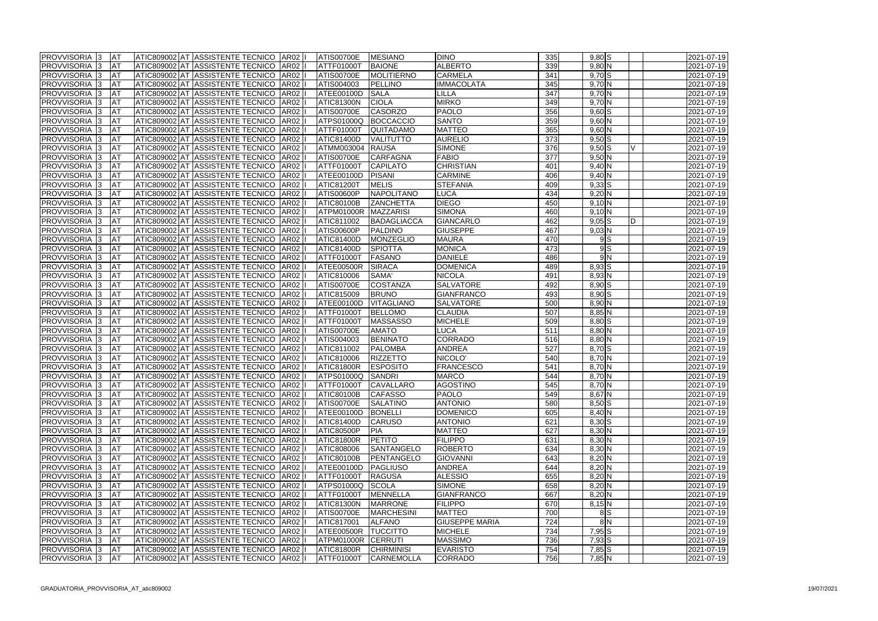| | | | | | | | | | | | | | | | | |
|---|---|---|---|---|---|---|---|---|---|---|---|---|---|---|---|---|
| PROVVISORIA | 3 | AT | ATIC809002 | AT | ASSISTENTE TECNICO | AR02 | I | ATIS00700E | MESIANO | DINO | 335 | 9,80 | S | | | 2021-07-19 |
| PROVVISORIA | 3 | AT | ATIC809002 | AT | ASSISTENTE TECNICO | AR02 | I | ATTF01000T | BAIONE | ALBERTO | 339 | 9,80 | N | | | 2021-07-19 |
| PROVVISORIA | 3 | AT | ATIC809002 | AT | ASSISTENTE TECNICO | AR02 | I | ATIS00700E | MOLITIERNO | CARMELA | 341 | 9,70 | S | | | 2021-07-19 |
| PROVVISORIA | 3 | AT | ATIC809002 | AT | ASSISTENTE TECNICO | AR02 | I | ATIS004003 | PELLINO | IMMACOLATA | 345 | 9,70 | N | | | 2021-07-19 |
| PROVVISORIA | 3 | AT | ATIC809002 | AT | ASSISTENTE TECNICO | AR02 | I | ATEE00100D | SALA | LILLA | 347 | 9,70 | N | | | 2021-07-19 |
| PROVVISORIA | 3 | AT | ATIC809002 | AT | ASSISTENTE TECNICO | AR02 | I | ATIC81300N | CIOLA | MIRKO | 349 | 9,70 | N | | | 2021-07-19 |
| PROVVISORIA | 3 | AT | ATIC809002 | AT | ASSISTENTE TECNICO | AR02 | I | ATIS00700E | CASORZO | PAOLO | 356 | 9,60 | S | | | 2021-07-19 |
| PROVVISORIA | 3 | AT | ATIC809002 | AT | ASSISTENTE TECNICO | AR02 | I | ATPS01000Q | BOCCACCIO | SANTO | 359 | 9,60 | N | | | 2021-07-19 |
| PROVVISORIA | 3 | AT | ATIC809002 | AT | ASSISTENTE TECNICO | AR02 | I | ATTF01000T | QUITADAMO | MATTEO | 365 | 9,60 | N | | | 2021-07-19 |
| PROVVISORIA | 3 | AT | ATIC809002 | AT | ASSISTENTE TECNICO | AR02 | I | ATIC81400D | VALITUTTO | AURELIO | 373 | 9,50 | S | | | 2021-07-19 |
| PROVVISORIA | 3 | AT | ATIC809002 | AT | ASSISTENTE TECNICO | AR02 | I | ATMM003004 | RAUSA | SIMONE | 376 | 9,50 | S | V | | 2021-07-19 |
| PROVVISORIA | 3 | AT | ATIC809002 | AT | ASSISTENTE TECNICO | AR02 | I | ATIS00700E | CARFAGNA | FABIO | 377 | 9,50 | N | | | 2021-07-19 |
| PROVVISORIA | 3 | AT | ATIC809002 | AT | ASSISTENTE TECNICO | AR02 | I | ATTF01000T | CAPILATO | CHRISTIAN | 401 | 9,40 | N | | | 2021-07-19 |
| PROVVISORIA | 3 | AT | ATIC809002 | AT | ASSISTENTE TECNICO | AR02 | I | ATEE00100D | PISANI | CARMINE | 406 | 9,40 | N | | | 2021-07-19 |
| PROVVISORIA | 3 | AT | ATIC809002 | AT | ASSISTENTE TECNICO | AR02 | I | ATIC81200T | MELIS | STEFANIA | 409 | 9,33 | S | | | 2021-07-19 |
| PROVVISORIA | 3 | AT | ATIC809002 | AT | ASSISTENTE TECNICO | AR02 | I | ATIS00600P | NAPOLITANO | LUCA | 434 | 9,20 | N | | | 2021-07-19 |
| PROVVISORIA | 3 | AT | ATIC809002 | AT | ASSISTENTE TECNICO | AR02 | I | ATIC80100B | ZANCHETTA | DIEGO | 450 | 9,10 | N | | | 2021-07-19 |
| PROVVISORIA | 3 | AT | ATIC809002 | AT | ASSISTENTE TECNICO | AR02 | I | ATPM01000R | MAZZARISI | SIMONA | 460 | 9,10 | N | | | 2021-07-19 |
| PROVVISORIA | 3 | AT | ATIC809002 | AT | ASSISTENTE TECNICO | AR02 | I | ATIC811002 | BADAGLIACCA | GIANCARLO | 462 | 9,05 | S | D | | 2021-07-19 |
| PROVVISORIA | 3 | AT | ATIC809002 | AT | ASSISTENTE TECNICO | AR02 | I | ATIS00600P | PALDINO | GIUSEPPE | 467 | 9,03 | N | | | 2021-07-19 |
| PROVVISORIA | 3 | AT | ATIC809002 | AT | ASSISTENTE TECNICO | AR02 | I | ATIC81400D | MONZEGLIO | MAURA | 470 | 9 | S | | | 2021-07-19 |
| PROVVISORIA | 3 | AT | ATIC809002 | AT | ASSISTENTE TECNICO | AR02 | I | ATIC81400D | SPIOTTA | MONICA | 473 | 9 | S | | | 2021-07-19 |
| PROVVISORIA | 3 | AT | ATIC809002 | AT | ASSISTENTE TECNICO | AR02 | I | ATTF01000T | FASANO | DANIELE | 486 | 9 | N | | | 2021-07-19 |
| PROVVISORIA | 3 | AT | ATIC809002 | AT | ASSISTENTE TECNICO | AR02 | I | ATEE00500R | SIRACA | DOMENICA | 489 | 8,93 | S | | | 2021-07-19 |
| PROVVISORIA | 3 | AT | ATIC809002 | AT | ASSISTENTE TECNICO | AR02 | I | ATIC810006 | SAMA' | NICOLA | 491 | 8,93 | N | | | 2021-07-19 |
| PROVVISORIA | 3 | AT | ATIC809002 | AT | ASSISTENTE TECNICO | AR02 | I | ATIS00700E | COSTANZA | SALVATORE | 492 | 8,90 | S | | | 2021-07-19 |
| PROVVISORIA | 3 | AT | ATIC809002 | AT | ASSISTENTE TECNICO | AR02 | I | ATIC815009 | BRUNO | GIANFRANCO | 493 | 8,90 | S | | | 2021-07-19 |
| PROVVISORIA | 3 | AT | ATIC809002 | AT | ASSISTENTE TECNICO | AR02 | I | ATEE00100D | VITAGLIANO | SALVATORE | 500 | 8,90 | N | | | 2021-07-19 |
| PROVVISORIA | 3 | AT | ATIC809002 | AT | ASSISTENTE TECNICO | AR02 | I | ATTF01000T | BELLOMO | CLAUDIA | 507 | 8,85 | N | | | 2021-07-19 |
| PROVVISORIA | 3 | AT | ATIC809002 | AT | ASSISTENTE TECNICO | AR02 | I | ATTF01000T | MASSASSO | MICHELE | 509 | 8,80 | S | | | 2021-07-19 |
| PROVVISORIA | 3 | AT | ATIC809002 | AT | ASSISTENTE TECNICO | AR02 | I | ATIS00700E | AMATO | LUCA | 511 | 8,80 | N | | | 2021-07-19 |
| PROVVISORIA | 3 | AT | ATIC809002 | AT | ASSISTENTE TECNICO | AR02 | I | ATIS004003 | BENINATO | CORRADO | 516 | 8,80 | N | | | 2021-07-19 |
| PROVVISORIA | 3 | AT | ATIC809002 | AT | ASSISTENTE TECNICO | AR02 | I | ATIC811002 | PALOMBA | ANDREA | 527 | 8,70 | S | | | 2021-07-19 |
| PROVVISORIA | 3 | AT | ATIC809002 | AT | ASSISTENTE TECNICO | AR02 | I | ATIC810006 | RIZZETTO | NICOLO' | 540 | 8,70 | N | | | 2021-07-19 |
| PROVVISORIA | 3 | AT | ATIC809002 | AT | ASSISTENTE TECNICO | AR02 | I | ATIC81800R | ESPOSITO | FRANCESCO | 541 | 8,70 | N | | | 2021-07-19 |
| PROVVISORIA | 3 | AT | ATIC809002 | AT | ASSISTENTE TECNICO | AR02 | I | ATPS01000Q | SANDRI | MARCO | 544 | 8,70 | N | | | 2021-07-19 |
| PROVVISORIA | 3 | AT | ATIC809002 | AT | ASSISTENTE TECNICO | AR02 | I | ATTF01000T | CAVALLARO | AGOSTINO | 545 | 8,70 | N | | | 2021-07-19 |
| PROVVISORIA | 3 | AT | ATIC809002 | AT | ASSISTENTE TECNICO | AR02 | I | ATIC80100B | CAFASSO | PAOLO | 549 | 8,67 | N | | | 2021-07-19 |
| PROVVISORIA | 3 | AT | ATIC809002 | AT | ASSISTENTE TECNICO | AR02 | I | ATIS00700E | SALATINO | ANTONIO | 580 | 8,50 | S | | | 2021-07-19 |
| PROVVISORIA | 3 | AT | ATIC809002 | AT | ASSISTENTE TECNICO | AR02 | I | ATEE00100D | BONELLI | DOMENICO | 605 | 8,40 | N | | | 2021-07-19 |
| PROVVISORIA | 3 | AT | ATIC809002 | AT | ASSISTENTE TECNICO | AR02 | I | ATIC81400D | CARUSO | ANTONIO | 621 | 8,30 | S | | | 2021-07-19 |
| PROVVISORIA | 3 | AT | ATIC809002 | AT | ASSISTENTE TECNICO | AR02 | I | ATIC80500P | PIA | MATTEO | 627 | 8,30 | N | | | 2021-07-19 |
| PROVVISORIA | 3 | AT | ATIC809002 | AT | ASSISTENTE TECNICO | AR02 | I | ATIC81800R | PETITO | FILIPPO | 631 | 8,30 | N | | | 2021-07-19 |
| PROVVISORIA | 3 | AT | ATIC809002 | AT | ASSISTENTE TECNICO | AR02 | I | ATIC808006 | SANTANGELO | ROBERTO | 634 | 8,30 | N | | | 2021-07-19 |
| PROVVISORIA | 3 | AT | ATIC809002 | AT | ASSISTENTE TECNICO | AR02 | I | ATIC80100B | PENTANGELO | GIOVANNI | 643 | 8,20 | N | | | 2021-07-19 |
| PROVVISORIA | 3 | AT | ATIC809002 | AT | ASSISTENTE TECNICO | AR02 | I | ATEE00100D | PAGLIUSO | ANDREA | 644 | 8,20 | N | | | 2021-07-19 |
| PROVVISORIA | 3 | AT | ATIC809002 | AT | ASSISTENTE TECNICO | AR02 | I | ATTF01000T | RAGUSA | ALESSIO | 655 | 8,20 | N | | | 2021-07-19 |
| PROVVISORIA | 3 | AT | ATIC809002 | AT | ASSISTENTE TECNICO | AR02 | I | ATPS01000Q | SCOLA | SIMONE | 658 | 8,20 | N | | | 2021-07-19 |
| PROVVISORIA | 3 | AT | ATIC809002 | AT | ASSISTENTE TECNICO | AR02 | I | ATTF01000T | MENNELLA | GIANFRANCO | 667 | 8,20 | N | | | 2021-07-19 |
| PROVVISORIA | 3 | AT | ATIC809002 | AT | ASSISTENTE TECNICO | AR02 | I | ATIC81300N | MARRONE | FILIPPO | 670 | 8,15 | N | | | 2021-07-19 |
| PROVVISORIA | 3 | AT | ATIC809002 | AT | ASSISTENTE TECNICO | AR02 | I | ATIS00700E | MARCHESINI | MATTEO | 700 | 8 | S | | | 2021-07-19 |
| PROVVISORIA | 3 | AT | ATIC809002 | AT | ASSISTENTE TECNICO | AR02 | I | ATIC817001 | ALFANO | GIUSEPPE MARIA | 724 | 8 | N | | | 2021-07-19 |
| PROVVISORIA | 3 | AT | ATIC809002 | AT | ASSISTENTE TECNICO | AR02 | I | ATEE00500R | TUCCITTO | MICHELE | 734 | 7,95 | S | | | 2021-07-19 |
| PROVVISORIA | 3 | AT | ATIC809002 | AT | ASSISTENTE TECNICO | AR02 | I | ATPM01000R | CERRUTI | MASSIMO | 736 | 7,93 | S | | | 2021-07-19 |
| PROVVISORIA | 3 | AT | ATIC809002 | AT | ASSISTENTE TECNICO | AR02 | I | ATIC81800R | CHIRMINISI | EVARISTO | 754 | 7,85 | S | | | 2021-07-19 |
| PROVVISORIA | 3 | AT | ATIC809002 | AT | ASSISTENTE TECNICO | AR02 | I | ATTF01000T | CARNEMOLLA | CORRADO | 756 | 7,85 | N | | | 2021-07-19 |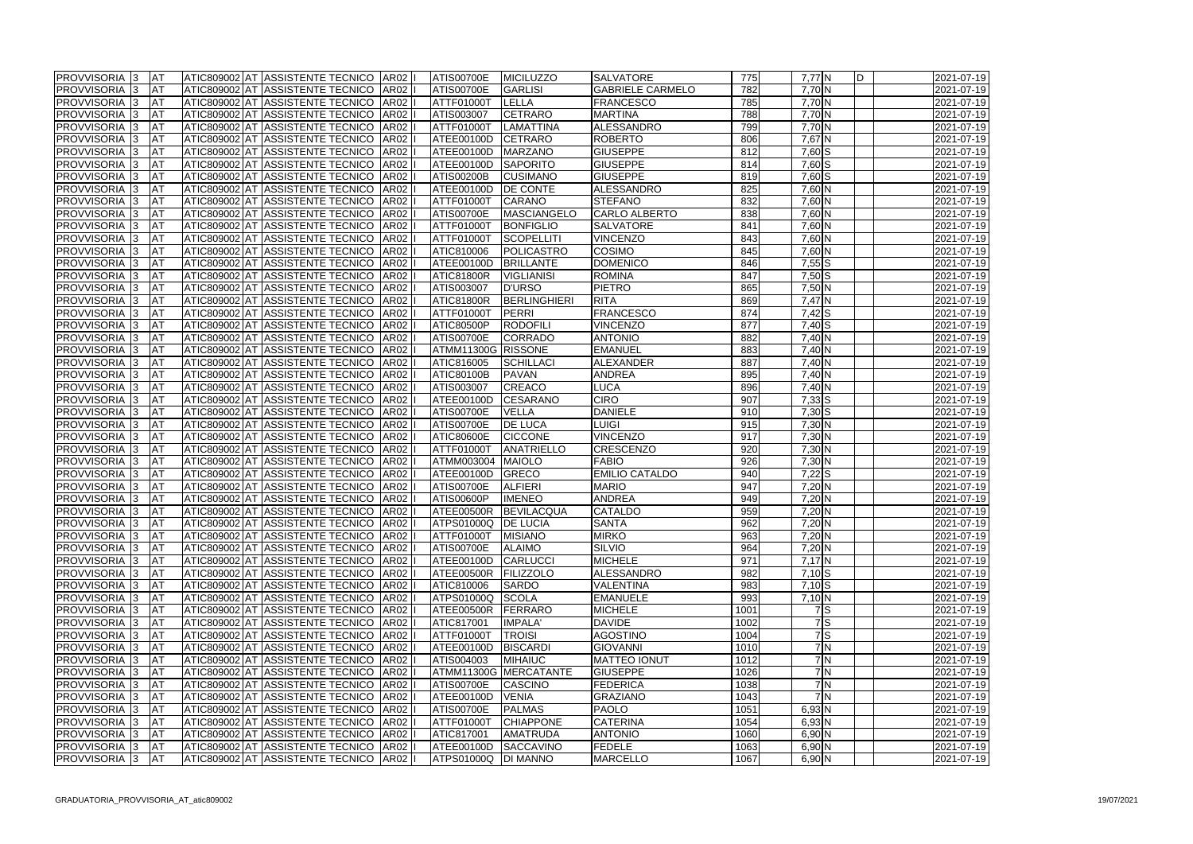| PROVVISORIA | 3 | AT | ATIC809002 | AT | ASSISTENTE TECNICO | AR02 | I | ATIS00700E | MICILUZZO | SALVATORE | 775 | 7,77 | N | D | | 2021-07-19 |
|---|---|---|---|---|---|---|---|---|---|---|---|---|---|---|---|---|
| PROVVISORIA | 3 | AT | ATIC809002 | AT | ASSISTENTE TECNICO | AR02 | I | ATIS00700E | GARLISI | GABRIELE CARMELO | 782 | 7,70 | N | | | 2021-07-19 |
| PROVVISORIA | 3 | AT | ATIC809002 | AT | ASSISTENTE TECNICO | AR02 | I | ATTF01000T | LELLA | FRANCESCO | 785 | 7,70 | N | | | 2021-07-19 |
| PROVVISORIA | 3 | AT | ATIC809002 | AT | ASSISTENTE TECNICO | AR02 | I | ATIS003007 | CETRARO | MARTINA | 788 | 7,70 | N | | | 2021-07-19 |
| PROVVISORIA | 3 | AT | ATIC809002 | AT | ASSISTENTE TECNICO | AR02 | I | ATTF01000T | LAMATTINA | ALESSANDRO | 799 | 7,70 | N | | | 2021-07-19 |
| PROVVISORIA | 3 | AT | ATIC809002 | AT | ASSISTENTE TECNICO | AR02 | I | ATEE00100D | CETRARO | ROBERTO | 806 | 7,67 | N | | | 2021-07-19 |
| PROVVISORIA | 3 | AT | ATIC809002 | AT | ASSISTENTE TECNICO | AR02 | I | ATEE00100D | MARZANO | GIUSEPPE | 812 | 7,60 | S | | | 2021-07-19 |
| PROVVISORIA | 3 | AT | ATIC809002 | AT | ASSISTENTE TECNICO | AR02 | I | ATEE00100D | SAPORITO | GIUSEPPE | 814 | 7,60 | S | | | 2021-07-19 |
| PROVVISORIA | 3 | AT | ATIC809002 | AT | ASSISTENTE TECNICO | AR02 | I | ATIS00200B | CUSIMANO | GIUSEPPE | 819 | 7,60 | S | | | 2021-07-19 |
| PROVVISORIA | 3 | AT | ATIC809002 | AT | ASSISTENTE TECNICO | AR02 | I | ATEE00100D | DE CONTE | ALESSANDRO | 825 | 7,60 | N | | | 2021-07-19 |
| PROVVISORIA | 3 | AT | ATIC809002 | AT | ASSISTENTE TECNICO | AR02 | I | ATTF01000T | CARANO | STEFANO | 832 | 7,60 | N | | | 2021-07-19 |
| PROVVISORIA | 3 | AT | ATIC809002 | AT | ASSISTENTE TECNICO | AR02 | I | ATIS00700E | MASCIANGELO | CARLO ALBERTO | 838 | 7,60 | N | | | 2021-07-19 |
| PROVVISORIA | 3 | AT | ATIC809002 | AT | ASSISTENTE TECNICO | AR02 | I | ATTF01000T | BONFIGLIO | SALVATORE | 841 | 7,60 | N | | | 2021-07-19 |
| PROVVISORIA | 3 | AT | ATIC809002 | AT | ASSISTENTE TECNICO | AR02 | I | ATTF01000T | SCOPELLITI | VINCENZO | 843 | 7,60 | N | | | 2021-07-19 |
| PROVVISORIA | 3 | AT | ATIC809002 | AT | ASSISTENTE TECNICO | AR02 | I | ATIC810006 | POLICASTRO | COSIMO | 845 | 7,60 | N | | | 2021-07-19 |
| PROVVISORIA | 3 | AT | ATIC809002 | AT | ASSISTENTE TECNICO | AR02 | I | ATEE00100D | BRILLANTE | DOMENICO | 846 | 7,55 | S | | | 2021-07-19 |
| PROVVISORIA | 3 | AT | ATIC809002 | AT | ASSISTENTE TECNICO | AR02 | I | ATIC81800R | VIGLIANISI | ROMINA | 847 | 7,50 | S | | | 2021-07-19 |
| PROVVISORIA | 3 | AT | ATIC809002 | AT | ASSISTENTE TECNICO | AR02 | I | ATIS003007 | D'URSO | PIETRO | 865 | 7,50 | N | | | 2021-07-19 |
| PROVVISORIA | 3 | AT | ATIC809002 | AT | ASSISTENTE TECNICO | AR02 | I | ATIC81800R | BERLINGHIERI | RITA | 869 | 7,47 | N | | | 2021-07-19 |
| PROVVISORIA | 3 | AT | ATIC809002 | AT | ASSISTENTE TECNICO | AR02 | I | ATTF01000T | PERRI | FRANCESCO | 874 | 7,42 | S | | | 2021-07-19 |
| PROVVISORIA | 3 | AT | ATIC809002 | AT | ASSISTENTE TECNICO | AR02 | I | ATIC80500P | RODOFILI | VINCENZO | 877 | 7,40 | S | | | 2021-07-19 |
| PROVVISORIA | 3 | AT | ATIC809002 | AT | ASSISTENTE TECNICO | AR02 | I | ATIS00700E | CORRADO | ANTONIO | 882 | 7,40 | N | | | 2021-07-19 |
| PROVVISORIA | 3 | AT | ATIC809002 | AT | ASSISTENTE TECNICO | AR02 | I | ATMM11300G | RISSONE | EMANUEL | 883 | 7,40 | N | | | 2021-07-19 |
| PROVVISORIA | 3 | AT | ATIC809002 | AT | ASSISTENTE TECNICO | AR02 | I | ATIC816005 | SCHILLACI | ALEXANDER | 887 | 7,40 | N | | | 2021-07-19 |
| PROVVISORIA | 3 | AT | ATIC809002 | AT | ASSISTENTE TECNICO | AR02 | I | ATIC80100B | PAVAN | ANDREA | 895 | 7,40 | N | | | 2021-07-19 |
| PROVVISORIA | 3 | AT | ATIC809002 | AT | ASSISTENTE TECNICO | AR02 | I | ATIS003007 | CREACO | LUCA | 896 | 7,40 | N | | | 2021-07-19 |
| PROVVISORIA | 3 | AT | ATIC809002 | AT | ASSISTENTE TECNICO | AR02 | I | ATEE00100D | CESARANO | CIRO | 907 | 7,33 | S | | | 2021-07-19 |
| PROVVISORIA | 3 | AT | ATIC809002 | AT | ASSISTENTE TECNICO | AR02 | I | ATIS00700E | VELLA | DANIELE | 910 | 7,30 | S | | | 2021-07-19 |
| PROVVISORIA | 3 | AT | ATIC809002 | AT | ASSISTENTE TECNICO | AR02 | I | ATIS00700E | DE LUCA | LUIGI | 915 | 7,30 | N | | | 2021-07-19 |
| PROVVISORIA | 3 | AT | ATIC809002 | AT | ASSISTENTE TECNICO | AR02 | I | ATIC80600E | CICCONE | VINCENZO | 917 | 7,30 | N | | | 2021-07-19 |
| PROVVISORIA | 3 | AT | ATIC809002 | AT | ASSISTENTE TECNICO | AR02 | I | ATTF01000T | ANATRIELLO | CRESCENZO | 920 | 7,30 | N | | | 2021-07-19 |
| PROVVISORIA | 3 | AT | ATIC809002 | AT | ASSISTENTE TECNICO | AR02 | I | ATMM003004 | MAIOLO | FABIO | 926 | 7,30 | N | | | 2021-07-19 |
| PROVVISORIA | 3 | AT | ATIC809002 | AT | ASSISTENTE TECNICO | AR02 | I | ATEE00100D | GRECO | EMILIO CATALDO | 940 | 7,22 | S | | | 2021-07-19 |
| PROVVISORIA | 3 | AT | ATIC809002 | AT | ASSISTENTE TECNICO | AR02 | I | ATIS00700E | ALFIERI | MARIO | 947 | 7,20 | N | | | 2021-07-19 |
| PROVVISORIA | 3 | AT | ATIC809002 | AT | ASSISTENTE TECNICO | AR02 | I | ATIS00600P | IMENEO | ANDREA | 949 | 7,20 | N | | | 2021-07-19 |
| PROVVISORIA | 3 | AT | ATIC809002 | AT | ASSISTENTE TECNICO | AR02 | I | ATEE00500R | BEVILACQUA | CATALDO | 959 | 7,20 | N | | | 2021-07-19 |
| PROVVISORIA | 3 | AT | ATIC809002 | AT | ASSISTENTE TECNICO | AR02 | I | ATPS01000Q | DE LUCIA | SANTA | 962 | 7,20 | N | | | 2021-07-19 |
| PROVVISORIA | 3 | AT | ATIC809002 | AT | ASSISTENTE TECNICO | AR02 | I | ATTF01000T | MISIANO | MIRKO | 963 | 7,20 | N | | | 2021-07-19 |
| PROVVISORIA | 3 | AT | ATIC809002 | AT | ASSISTENTE TECNICO | AR02 | I | ATIS00700E | ALAIMO | SILVIO | 964 | 7,20 | N | | | 2021-07-19 |
| PROVVISORIA | 3 | AT | ATIC809002 | AT | ASSISTENTE TECNICO | AR02 | I | ATEE00100D | CARLUCCI | MICHELE | 971 | 7,17 | N | | | 2021-07-19 |
| PROVVISORIA | 3 | AT | ATIC809002 | AT | ASSISTENTE TECNICO | AR02 | I | ATEE00500R | FILIZZOLO | ALESSANDRO | 982 | 7,10 | S | | | 2021-07-19 |
| PROVVISORIA | 3 | AT | ATIC809002 | AT | ASSISTENTE TECNICO | AR02 | I | ATIC810006 | SARDO | VALENTINA | 983 | 7,10 | S | | | 2021-07-19 |
| PROVVISORIA | 3 | AT | ATIC809002 | AT | ASSISTENTE TECNICO | AR02 | I | ATPS01000Q | SCOLA | EMANUELE | 993 | 7,10 | N | | | 2021-07-19 |
| PROVVISORIA | 3 | AT | ATIC809002 | AT | ASSISTENTE TECNICO | AR02 | I | ATEE00500R | FERRARO | MICHELE | 1001 | 7 | S | | | 2021-07-19 |
| PROVVISORIA | 3 | AT | ATIC809002 | AT | ASSISTENTE TECNICO | AR02 | I | ATIC817001 | IMPALA' | DAVIDE | 1002 | 7 | S | | | 2021-07-19 |
| PROVVISORIA | 3 | AT | ATIC809002 | AT | ASSISTENTE TECNICO | AR02 | I | ATTF01000T | TROISI | AGOSTINO | 1004 | 7 | S | | | 2021-07-19 |
| PROVVISORIA | 3 | AT | ATIC809002 | AT | ASSISTENTE TECNICO | AR02 | I | ATEE00100D | BISCARDI | GIOVANNI | 1010 | 7 | N | | | 2021-07-19 |
| PROVVISORIA | 3 | AT | ATIC809002 | AT | ASSISTENTE TECNICO | AR02 | I | ATIS004003 | MIHAIUC | MATTEO IONUT | 1012 | 7 | N | | | 2021-07-19 |
| PROVVISORIA | 3 | AT | ATIC809002 | AT | ASSISTENTE TECNICO | AR02 | I | ATMM11300G | MERCATANTE | GIUSEPPE | 1026 | 7 | N | | | 2021-07-19 |
| PROVVISORIA | 3 | AT | ATIC809002 | AT | ASSISTENTE TECNICO | AR02 | I | ATIS00700E | CASCINO | FEDERICA | 1038 | 7 | N | | | 2021-07-19 |
| PROVVISORIA | 3 | AT | ATIC809002 | AT | ASSISTENTE TECNICO | AR02 | I | ATEE00100D | VENIA | GRAZIANO | 1043 | 7 | N | | | 2021-07-19 |
| PROVVISORIA | 3 | AT | ATIC809002 | AT | ASSISTENTE TECNICO | AR02 | I | ATIS00700E | PALMAS | PAOLO | 1051 | 6,93 | N | | | 2021-07-19 |
| PROVVISORIA | 3 | AT | ATIC809002 | AT | ASSISTENTE TECNICO | AR02 | I | ATTF01000T | CHIAPPONE | CATERINA | 1054 | 6,93 | N | | | 2021-07-19 |
| PROVVISORIA | 3 | AT | ATIC809002 | AT | ASSISTENTE TECNICO | AR02 | I | ATIC817001 | AMATRUDA | ANTONIO | 1060 | 6,90 | N | | | 2021-07-19 |
| PROVVISORIA | 3 | AT | ATIC809002 | AT | ASSISTENTE TECNICO | AR02 | I | ATEE00100D | SACCAVINO | FEDELE | 1063 | 6,90 | N | | | 2021-07-19 |
| PROVVISORIA | 3 | AT | ATIC809002 | AT | ASSISTENTE TECNICO | AR02 | I | ATPS01000Q | DI MANNO | MARCELLO | 1067 | 6,90 | N | | | 2021-07-19 |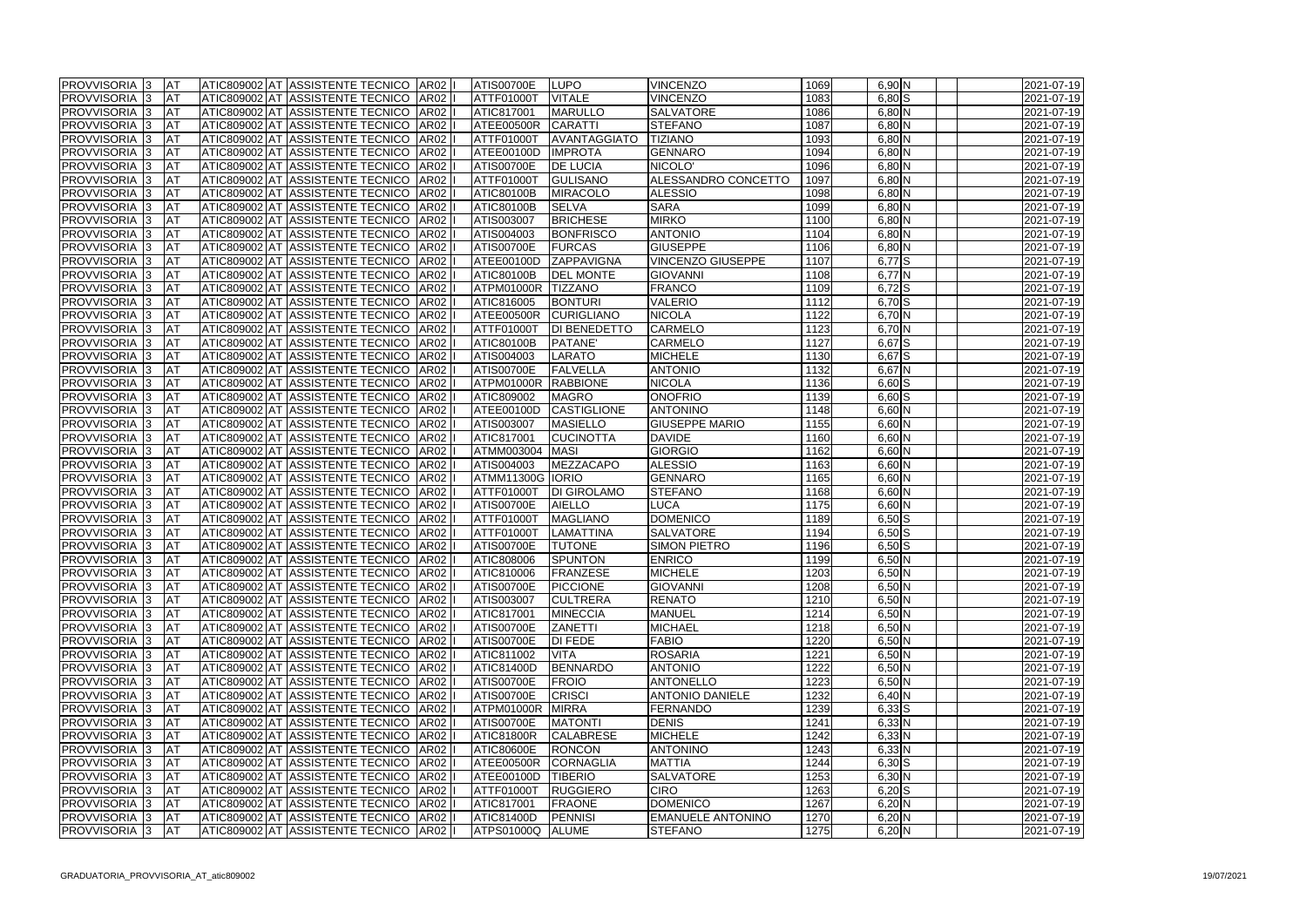| | | | | | | | | | | | | | | | | |
|---|---|---|---|---|---|---|---|---|---|---|---|---|---|---|---|---|
| PROVVISORIA | 3 | AT | ATIC809002 | AT | ASSISTENTE TECNICO | AR02 | I | ATIS00700E | LUPO | VINCENZO | 1069 | 6,90 | N | | | 2021-07-19 |
| PROVVISORIA | 3 | AT | ATIC809002 | AT | ASSISTENTE TECNICO | AR02 | I | ATTF01000T | VITALE | VINCENZO | 1083 | 6,80 | S | | | 2021-07-19 |
| PROVVISORIA | 3 | AT | ATIC809002 | AT | ASSISTENTE TECNICO | AR02 | I | ATIC817001 | MARULLO | SALVATORE | 1086 | 6,80 | N | | | 2021-07-19 |
| PROVVISORIA | 3 | AT | ATIC809002 | AT | ASSISTENTE TECNICO | AR02 | I | ATEE00500R | CARATTI | STEFANO | 1087 | 6,80 | N | | | 2021-07-19 |
| PROVVISORIA | 3 | AT | ATIC809002 | AT | ASSISTENTE TECNICO | AR02 | I | ATTF01000T | AVANTAGGIATO | TIZIANO | 1093 | 6,80 | N | | | 2021-07-19 |
| PROVVISORIA | 3 | AT | ATIC809002 | AT | ASSISTENTE TECNICO | AR02 | I | ATEE00100D | IMPROTA | GENNARO | 1094 | 6,80 | N | | | 2021-07-19 |
| PROVVISORIA | 3 | AT | ATIC809002 | AT | ASSISTENTE TECNICO | AR02 | I | ATIS00700E | DE LUCIA | NICOLO' | 1096 | 6,80 | N | | | 2021-07-19 |
| PROVVISORIA | 3 | AT | ATIC809002 | AT | ASSISTENTE TECNICO | AR02 | I | ATTF01000T | GULISANO | ALESSANDRO CONCETTO | 1097 | 6,80 | N | | | 2021-07-19 |
| PROVVISORIA | 3 | AT | ATIC809002 | AT | ASSISTENTE TECNICO | AR02 | I | ATIC80100B | MIRACOLO | ALESSIO | 1098 | 6,80 | N | | | 2021-07-19 |
| PROVVISORIA | 3 | AT | ATIC809002 | AT | ASSISTENTE TECNICO | AR02 | I | ATIC80100B | SELVA | SARA | 1099 | 6,80 | N | | | 2021-07-19 |
| PROVVISORIA | 3 | AT | ATIC809002 | AT | ASSISTENTE TECNICO | AR02 | I | ATIS003007 | BRICHESE | MIRKO | 1100 | 6,80 | N | | | 2021-07-19 |
| PROVVISORIA | 3 | AT | ATIC809002 | AT | ASSISTENTE TECNICO | AR02 | I | ATIS004003 | BONFRISCO | ANTONIO | 1104 | 6,80 | N | | | 2021-07-19 |
| PROVVISORIA | 3 | AT | ATIC809002 | AT | ASSISTENTE TECNICO | AR02 | I | ATIS00700E | FURCAS | GIUSEPPE | 1106 | 6,80 | N | | | 2021-07-19 |
| PROVVISORIA | 3 | AT | ATIC809002 | AT | ASSISTENTE TECNICO | AR02 | I | ATEE00100D | ZAPPAVIGNA | VINCENZO GIUSEPPE | 1107 | 6,77 | S | | | 2021-07-19 |
| PROVVISORIA | 3 | AT | ATIC809002 | AT | ASSISTENTE TECNICO | AR02 | I | ATIC80100B | DEL MONTE | GIOVANNI | 1108 | 6,77 | N | | | 2021-07-19 |
| PROVVISORIA | 3 | AT | ATIC809002 | AT | ASSISTENTE TECNICO | AR02 | I | ATPM01000R | TIZZANO | FRANCO | 1109 | 6,72 | S | | | 2021-07-19 |
| PROVVISORIA | 3 | AT | ATIC809002 | AT | ASSISTENTE TECNICO | AR02 | I | ATIC816005 | BONTURI | VALERIO | 1112 | 6,70 | S | | | 2021-07-19 |
| PROVVISORIA | 3 | AT | ATIC809002 | AT | ASSISTENTE TECNICO | AR02 | I | ATEE00500R | CURIGLIANO | NICOLA | 1122 | 6,70 | N | | | 2021-07-19 |
| PROVVISORIA | 3 | AT | ATIC809002 | AT | ASSISTENTE TECNICO | AR02 | I | ATTF01000T | DI BENEDETTO | CARMELO | 1123 | 6,70 | N | | | 2021-07-19 |
| PROVVISORIA | 3 | AT | ATIC809002 | AT | ASSISTENTE TECNICO | AR02 | I | ATIC80100B | PATANE' | CARMELO | 1127 | 6,67 | S | | | 2021-07-19 |
| PROVVISORIA | 3 | AT | ATIC809002 | AT | ASSISTENTE TECNICO | AR02 | I | ATIS004003 | LARATO | MICHELE | 1130 | 6,67 | S | | | 2021-07-19 |
| PROVVISORIA | 3 | AT | ATIC809002 | AT | ASSISTENTE TECNICO | AR02 | I | ATIS00700E | FALVELLA | ANTONIO | 1132 | 6,67 | N | | | 2021-07-19 |
| PROVVISORIA | 3 | AT | ATIC809002 | AT | ASSISTENTE TECNICO | AR02 | I | ATPM01000R | RABBIONE | NICOLA | 1136 | 6,60 | S | | | 2021-07-19 |
| PROVVISORIA | 3 | AT | ATIC809002 | AT | ASSISTENTE TECNICO | AR02 | I | ATIC809002 | MAGRO | ONOFRIO | 1139 | 6,60 | S | | | 2021-07-19 |
| PROVVISORIA | 3 | AT | ATIC809002 | AT | ASSISTENTE TECNICO | AR02 | I | ATEE00100D | CASTIGLIONE | ANTONINO | 1148 | 6,60 | N | | | 2021-07-19 |
| PROVVISORIA | 3 | AT | ATIC809002 | AT | ASSISTENTE TECNICO | AR02 | I | ATIS003007 | MASIELLO | GIUSEPPE MARIO | 1155 | 6,60 | N | | | 2021-07-19 |
| PROVVISORIA | 3 | AT | ATIC809002 | AT | ASSISTENTE TECNICO | AR02 | I | ATIC817001 | CUCINOTTA | DAVIDE | 1160 | 6,60 | N | | | 2021-07-19 |
| PROVVISORIA | 3 | AT | ATIC809002 | AT | ASSISTENTE TECNICO | AR02 | I | ATMM003004 | MASI | GIORGIO | 1162 | 6,60 | N | | | 2021-07-19 |
| PROVVISORIA | 3 | AT | ATIC809002 | AT | ASSISTENTE TECNICO | AR02 | I | ATIS004003 | MEZZACAPO | ALESSIO | 1163 | 6,60 | N | | | 2021-07-19 |
| PROVVISORIA | 3 | AT | ATIC809002 | AT | ASSISTENTE TECNICO | AR02 | I | ATMM11300G | IORIO | GENNARO | 1165 | 6,60 | N | | | 2021-07-19 |
| PROVVISORIA | 3 | AT | ATIC809002 | AT | ASSISTENTE TECNICO | AR02 | I | ATTF01000T | DI GIROLAMO | STEFANO | 1168 | 6,60 | N | | | 2021-07-19 |
| PROVVISORIA | 3 | AT | ATIC809002 | AT | ASSISTENTE TECNICO | AR02 | I | ATIS00700E | AIELLO | LUCA | 1175 | 6,60 | N | | | 2021-07-19 |
| PROVVISORIA | 3 | AT | ATIC809002 | AT | ASSISTENTE TECNICO | AR02 | I | ATTF01000T | MAGLIANO | DOMENICO | 1189 | 6,50 | S | | | 2021-07-19 |
| PROVVISORIA | 3 | AT | ATIC809002 | AT | ASSISTENTE TECNICO | AR02 | I | ATTF01000T | LAMATTINA | SALVATORE | 1194 | 6,50 | S | | | 2021-07-19 |
| PROVVISORIA | 3 | AT | ATIC809002 | AT | ASSISTENTE TECNICO | AR02 | I | ATIS00700E | TUTONE | SIMON PIETRO | 1196 | 6,50 | S | | | 2021-07-19 |
| PROVVISORIA | 3 | AT | ATIC809002 | AT | ASSISTENTE TECNICO | AR02 | I | ATIC808006 | SPUNTON | ENRICO | 1199 | 6,50 | N | | | 2021-07-19 |
| PROVVISORIA | 3 | AT | ATIC809002 | AT | ASSISTENTE TECNICO | AR02 | I | ATIC810006 | FRANZESE | MICHELE | 1203 | 6,50 | N | | | 2021-07-19 |
| PROVVISORIA | 3 | AT | ATIC809002 | AT | ASSISTENTE TECNICO | AR02 | I | ATIS00700E | PICCIONE | GIOVANNI | 1208 | 6,50 | N | | | 2021-07-19 |
| PROVVISORIA | 3 | AT | ATIC809002 | AT | ASSISTENTE TECNICO | AR02 | I | ATIS003007 | CULTRERA | RENATO | 1210 | 6,50 | N | | | 2021-07-19 |
| PROVVISORIA | 3 | AT | ATIC809002 | AT | ASSISTENTE TECNICO | AR02 | I | ATIC817001 | MINECCIA | MANUEL | 1214 | 6,50 | N | | | 2021-07-19 |
| PROVVISORIA | 3 | AT | ATIC809002 | AT | ASSISTENTE TECNICO | AR02 | I | ATIS00700E | ZANETTI | MICHAEL | 1218 | 6,50 | N | | | 2021-07-19 |
| PROVVISORIA | 3 | AT | ATIC809002 | AT | ASSISTENTE TECNICO | AR02 | I | ATIS00700E | DI FEDE | FABIO | 1220 | 6,50 | N | | | 2021-07-19 |
| PROVVISORIA | 3 | AT | ATIC809002 | AT | ASSISTENTE TECNICO | AR02 | I | ATIC811002 | VITA | ROSARIA | 1221 | 6,50 | N | | | 2021-07-19 |
| PROVVISORIA | 3 | AT | ATIC809002 | AT | ASSISTENTE TECNICO | AR02 | I | ATIC81400D | BENNARDO | ANTONIO | 1222 | 6,50 | N | | | 2021-07-19 |
| PROVVISORIA | 3 | AT | ATIC809002 | AT | ASSISTENTE TECNICO | AR02 | I | ATIS00700E | FROIO | ANTONELLO | 1223 | 6,50 | N | | | 2021-07-19 |
| PROVVISORIA | 3 | AT | ATIC809002 | AT | ASSISTENTE TECNICO | AR02 | I | ATIS00700E | CRISCI | ANTONIO DANIELE | 1232 | 6,40 | N | | | 2021-07-19 |
| PROVVISORIA | 3 | AT | ATIC809002 | AT | ASSISTENTE TECNICO | AR02 | I | ATPM01000R | MIRRA | FERNANDO | 1239 | 6,33 | S | | | 2021-07-19 |
| PROVVISORIA | 3 | AT | ATIC809002 | AT | ASSISTENTE TECNICO | AR02 | I | ATIS00700E | MATONTI | DENIS | 1241 | 6,33 | N | | | 2021-07-19 |
| PROVVISORIA | 3 | AT | ATIC809002 | AT | ASSISTENTE TECNICO | AR02 | I | ATIC81800R | CALABRESE | MICHELE | 1242 | 6,33 | N | | | 2021-07-19 |
| PROVVISORIA | 3 | AT | ATIC809002 | AT | ASSISTENTE TECNICO | AR02 | I | ATIC80600E | RONCON | ANTONINO | 1243 | 6,33 | N | | | 2021-07-19 |
| PROVVISORIA | 3 | AT | ATIC809002 | AT | ASSISTENTE TECNICO | AR02 | I | ATEE00500R | CORNAGLIA | MATTIA | 1244 | 6,30 | S | | | 2021-07-19 |
| PROVVISORIA | 3 | AT | ATIC809002 | AT | ASSISTENTE TECNICO | AR02 | I | ATEE00100D | TIBERIO | SALVATORE | 1253 | 6,30 | N | | | 2021-07-19 |
| PROVVISORIA | 3 | AT | ATIC809002 | AT | ASSISTENTE TECNICO | AR02 | I | ATTF01000T | RUGGIERO | CIRO | 1263 | 6,20 | S | | | 2021-07-19 |
| PROVVISORIA | 3 | AT | ATIC809002 | AT | ASSISTENTE TECNICO | AR02 | I | ATIC817001 | FRAONE | DOMENICO | 1267 | 6,20 | N | | | 2021-07-19 |
| PROVVISORIA | 3 | AT | ATIC809002 | AT | ASSISTENTE TECNICO | AR02 | I | ATIC81400D | PENNISI | EMANUELE ANTONINO | 1270 | 6,20 | N | | | 2021-07-19 |
| PROVVISORIA | 3 | AT | ATIC809002 | AT | ASSISTENTE TECNICO | AR02 | I | ATPS01000Q | ALUME | STEFANO | 1275 | 6,20 | N | | | 2021-07-19 |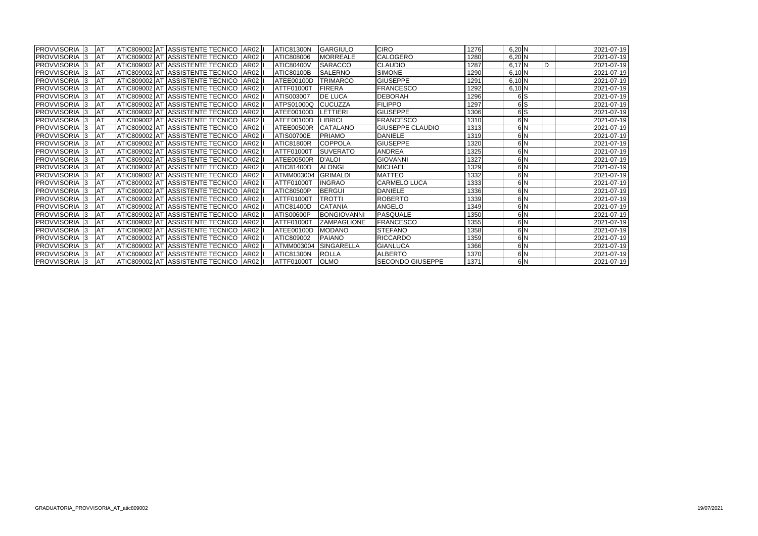| | | | | | | | | | | | | | | | | | |
|---|---|---|---|---|---|---|---|---|---|---|---|---|---|---|---|---|---|
| PROVVISORIA | 3 | AT | ATIC809002 | AT | ASSISTENTE TECNICO | AR02 | I | ATIC81300N | GARGIULO | CIRO | 1276 | | 6,20 | N | | | 2021-07-19 |
| PROVVISORIA | 3 | AT | ATIC809002 | AT | ASSISTENTE TECNICO | AR02 | I | ATIC808006 | MORREALE | CALOGERO | 1280 | | 6,20 | N | | | 2021-07-19 |
| PROVVISORIA | 3 | AT | ATIC809002 | AT | ASSISTENTE TECNICO | AR02 | I | ATIC80400V | SARACCO | CLAUDIO | 1287 | | 6,17 | N | D | | 2021-07-19 |
| PROVVISORIA | 3 | AT | ATIC809002 | AT | ASSISTENTE TECNICO | AR02 | I | ATIC80100B | SALERNO | SIMONE | 1290 | | 6,10 | N | | | 2021-07-19 |
| PROVVISORIA | 3 | AT | ATIC809002 | AT | ASSISTENTE TECNICO | AR02 | I | ATEE00100D | TRIMARCO | GIUSEPPE | 1291 | | 6,10 | N | | | 2021-07-19 |
| PROVVISORIA | 3 | AT | ATIC809002 | AT | ASSISTENTE TECNICO | AR02 | I | ATTF01000T | FIRERA | FRANCESCO | 1292 | | 6,10 | N | | | 2021-07-19 |
| PROVVISORIA | 3 | AT | ATIC809002 | AT | ASSISTENTE TECNICO | AR02 | I | ATIS003007 | DE LUCA | DEBORAH | 1296 | | 6 | S | | | 2021-07-19 |
| PROVVISORIA | 3 | AT | ATIC809002 | AT | ASSISTENTE TECNICO | AR02 | I | ATPS01000Q | CUCUZZA | FILIPPO | 1297 | | 6 | S | | | 2021-07-19 |
| PROVVISORIA | 3 | AT | ATIC809002 | AT | ASSISTENTE TECNICO | AR02 | I | ATEE00100D | LETTIERI | GIUSEPPE | 1306 | | 6 | S | | | 2021-07-19 |
| PROVVISORIA | 3 | AT | ATIC809002 | AT | ASSISTENTE TECNICO | AR02 | I | ATEE00100D | LIBRICI | FRANCESCO | 1310 | | 6 | N | | | 2021-07-19 |
| PROVVISORIA | 3 | AT | ATIC809002 | AT | ASSISTENTE TECNICO | AR02 | I | ATEE00500R | CATALANO | GIUSEPPE CLAUDIO | 1313 | | 6 | N | | | 2021-07-19 |
| PROVVISORIA | 3 | AT | ATIC809002 | AT | ASSISTENTE TECNICO | AR02 | I | ATIS00700E | PRIAMO | DANIELE | 1319 | | 6 | N | | | 2021-07-19 |
| PROVVISORIA | 3 | AT | ATIC809002 | AT | ASSISTENTE TECNICO | AR02 | I | ATIC81800R | COPPOLA | GIUSEPPE | 1320 | | 6 | N | | | 2021-07-19 |
| PROVVISORIA | 3 | AT | ATIC809002 | AT | ASSISTENTE TECNICO | AR02 | I | ATTF01000T | SUVERATO | ANDREA | 1325 | | 6 | N | | | 2021-07-19 |
| PROVVISORIA | 3 | AT | ATIC809002 | AT | ASSISTENTE TECNICO | AR02 | I | ATEE00500R | D'ALOI | GIOVANNI | 1327 | | 6 | N | | | 2021-07-19 |
| PROVVISORIA | 3 | AT | ATIC809002 | AT | ASSISTENTE TECNICO | AR02 | I | ATIC81400D | ALONGI | MICHAEL | 1329 | | 6 | N | | | 2021-07-19 |
| PROVVISORIA | 3 | AT | ATIC809002 | AT | ASSISTENTE TECNICO | AR02 | I | ATMM003004 | GRIMALDI | MATTEO | 1332 | | 6 | N | | | 2021-07-19 |
| PROVVISORIA | 3 | AT | ATIC809002 | AT | ASSISTENTE TECNICO | AR02 | I | ATTF01000T | INGRAO | CARMELO LUCA | 1333 | | 6 | N | | | 2021-07-19 |
| PROVVISORIA | 3 | AT | ATIC809002 | AT | ASSISTENTE TECNICO | AR02 | I | ATIC80500P | BERGUI | DANIELE | 1336 | | 6 | N | | | 2021-07-19 |
| PROVVISORIA | 3 | AT | ATIC809002 | AT | ASSISTENTE TECNICO | AR02 | I | ATTF01000T | TROTTI | ROBERTO | 1339 | | 6 | N | | | 2021-07-19 |
| PROVVISORIA | 3 | AT | ATIC809002 | AT | ASSISTENTE TECNICO | AR02 | I | ATIC81400D | CATANIA | ANGELO | 1349 | | 6 | N | | | 2021-07-19 |
| PROVVISORIA | 3 | AT | ATIC809002 | AT | ASSISTENTE TECNICO | AR02 | I | ATIS00600P | BONGIOVANNI | PASQUALE | 1350 | | 6 | N | | | 2021-07-19 |
| PROVVISORIA | 3 | AT | ATIC809002 | AT | ASSISTENTE TECNICO | AR02 | I | ATTF01000T | ZAMPAGLIONE | FRANCESCO | 1355 | | 6 | N | | | 2021-07-19 |
| PROVVISORIA | 3 | AT | ATIC809002 | AT | ASSISTENTE TECNICO | AR02 | I | ATEE00100D | MODANO | STEFANO | 1358 | | 6 | N | | | 2021-07-19 |
| PROVVISORIA | 3 | AT | ATIC809002 | AT | ASSISTENTE TECNICO | AR02 | I | ATIC809002 | PAIANO | RICCARDO | 1359 | | 6 | N | | | 2021-07-19 |
| PROVVISORIA | 3 | AT | ATIC809002 | AT | ASSISTENTE TECNICO | AR02 | I | ATMM003004 | SINGARELLA | GIANLUCA | 1366 | | 6 | N | | | 2021-07-19 |
| PROVVISORIA | 3 | AT | ATIC809002 | AT | ASSISTENTE TECNICO | AR02 | I | ATIC81300N | ROLLA | ALBERTO | 1370 | | 6 | N | | | 2021-07-19 |
| PROVVISORIA | 3 | AT | ATIC809002 | AT | ASSISTENTE TECNICO | AR02 | I | ATTF01000T | OLMO | SECONDO GIUSEPPE | 1371 | | 6 | N | | | 2021-07-19 |